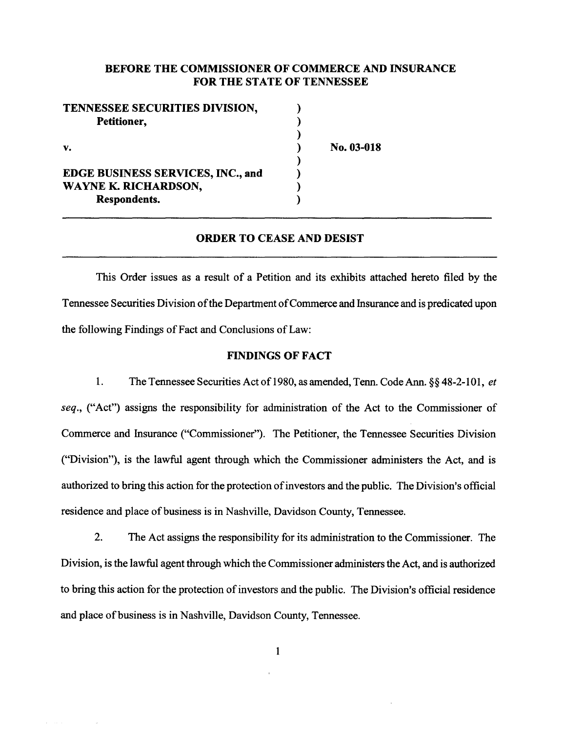**BEFORE THE COMMISSIONER OF COMMERCE AND INSURANCE FOR THE STATE OF TENNESSEE**

| | | |
|---|---|---|
| **TENNESSEE SECURITIES DIVISION,** **Petitioner,** | ) | |
| **v.** | ) | **No. 03-018** |
| **EDGE BUSINESS SERVICES, INC., and WAYNE K. RICHARDSON,** **Respondents.** | ) | |

## ORDER TO CEASE AND DESIST

This Order issues as a result of a Petition and its exhibits attached hereto filed by the Tennessee Securities Division of the Department of Commerce and Insurance and is predicated upon the following Findings of Fact and Conclusions of Law:

### FINDINGS OF FACT

1. The Tennessee Securities Act of 1980, as amended, Tenn. Code Ann. §§ 48-2-101, *et seq.*, ("Act") assigns the responsibility for administration of the Act to the Commissioner of Commerce and Insurance ("Commissioner"). The Petitioner, the Tennessee Securities Division ("Division"), is the lawful agent through which the Commissioner administers the Act, and is authorized to bring this action for the protection of investors and the public. The Division's official residence and place of business is in Nashville, Davidson County, Tennessee.

2. The Act assigns the responsibility for its administration to the Commissioner. The Division, is the lawful agent through which the Commissioner administers the Act, and is authorized to bring this action for the protection of investors and the public. The Division's official residence and place of business is in Nashville, Davidson County, Tennessee.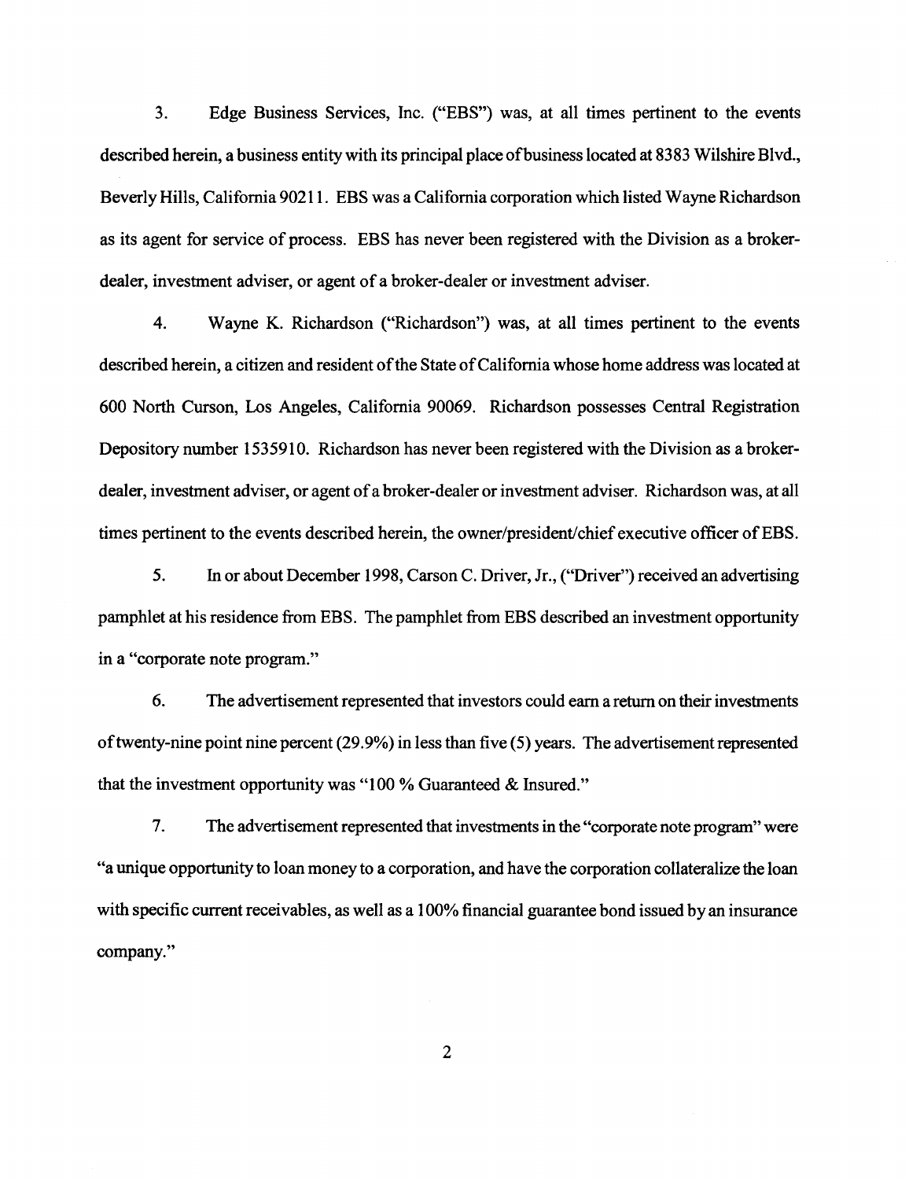3. Edge Business Services, Inc. ("EBS") was, at all times pertinent to the events described herein, a business entity with its principal place of business located at 8383 Wilshire Blvd., Beverly Hills, California 90211. EBS was a California corporation which listed Wayne Richardson as its agent for service of process. EBS has never been registered with the Division as a broker-dealer, investment adviser, or agent of a broker-dealer or investment adviser.

4. Wayne K. Richardson ("Richardson") was, at all times pertinent to the events described herein, a citizen and resident of the State of California whose home address was located at 600 North Curson, Los Angeles, California 90069. Richardson possesses Central Registration Depository number 1535910. Richardson has never been registered with the Division as a broker-dealer, investment adviser, or agent of a broker-dealer or investment adviser. Richardson was, at all times pertinent to the events described herein, the owner/president/chief executive officer of EBS.

5. In or about December 1998, Carson C. Driver, Jr., ("Driver") received an advertising pamphlet at his residence from EBS. The pamphlet from EBS described an investment opportunity in a "corporate note program."

6. The advertisement represented that investors could earn a return on their investments of twenty-nine point nine percent (29.9%) in less than five (5) years. The advertisement represented that the investment opportunity was "100 % Guaranteed & Insured."

7. The advertisement represented that investments in the "corporate note program" were "a unique opportunity to loan money to a corporation, and have the corporation collateralize the loan with specific current receivables, as well as a 100% financial guarantee bond issued by an insurance company."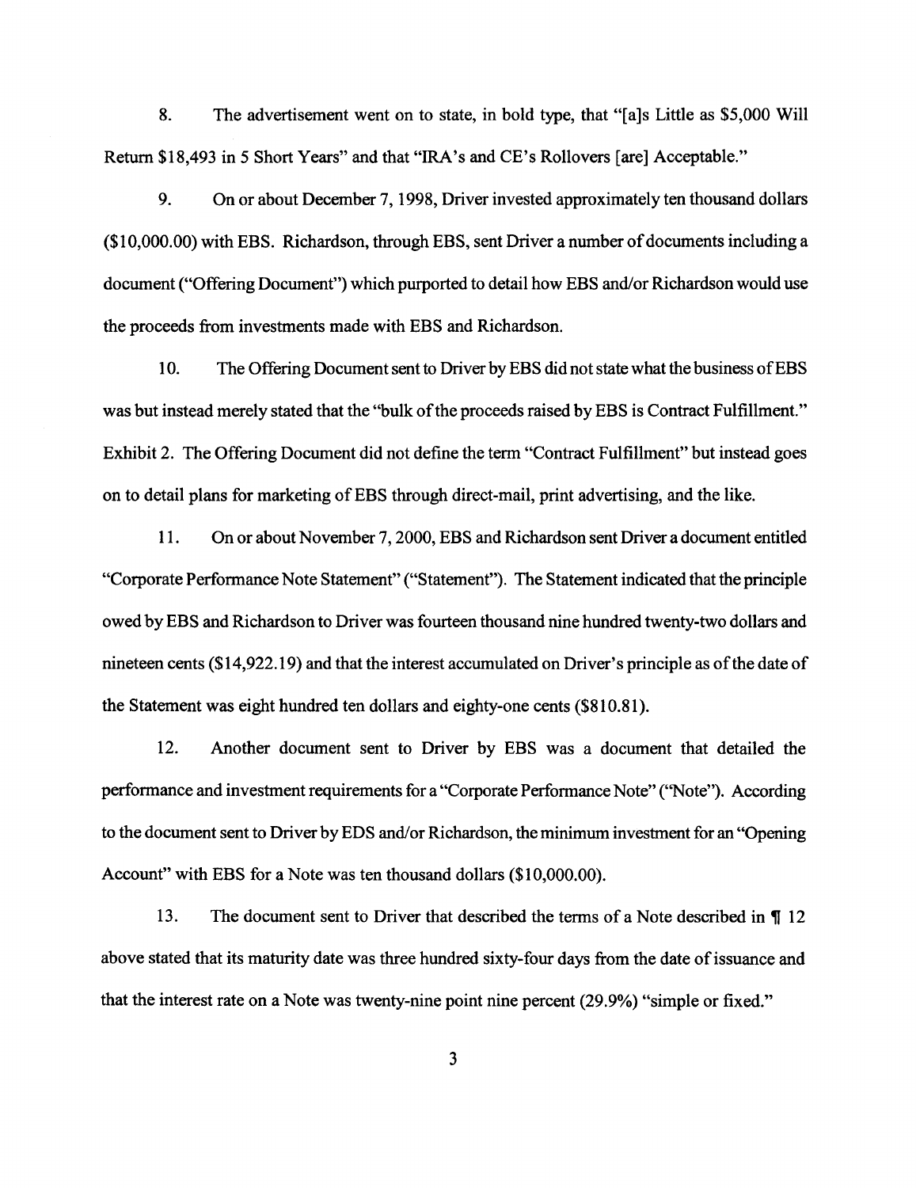8. The advertisement went on to state, in bold type, that "[a]s Little as $5,000 Will Return $18,493 in 5 Short Years" and that "IRA's and CE's Rollovers [are] Acceptable."

9. On or about December 7, 1998, Driver invested approximately ten thousand dollars ($10,000.00) with EBS. Richardson, through EBS, sent Driver a number of documents including a document ("Offering Document") which purported to detail how EBS and/or Richardson would use the proceeds from investments made with EBS and Richardson.

10. The Offering Document sent to Driver by EBS did not state what the business of EBS was but instead merely stated that the "bulk of the proceeds raised by EBS is Contract Fulfillment." Exhibit 2. The Offering Document did not define the term "Contract Fulfillment" but instead goes on to detail plans for marketing of EBS through direct-mail, print advertising, and the like.

11. On or about November 7, 2000, EBS and Richardson sent Driver a document entitled "Corporate Performance Note Statement" ("Statement"). The Statement indicated that the principle owed by EBS and Richardson to Driver was fourteen thousand nine hundred twenty-two dollars and nineteen cents ($14,922.19) and that the interest accumulated on Driver's principle as of the date of the Statement was eight hundred ten dollars and eighty-one cents ($810.81).

12. Another document sent to Driver by EBS was a document that detailed the performance and investment requirements for a "Corporate Performance Note" ("Note"). According to the document sent to Driver by EDS and/or Richardson, the minimum investment for an "Opening Account" with EBS for a Note was ten thousand dollars ($10,000.00).

13. The document sent to Driver that described the terms of a Note described in ¶ 12 above stated that its maturity date was three hundred sixty-four days from the date of issuance and that the interest rate on a Note was twenty-nine point nine percent (29.9%) "simple or fixed."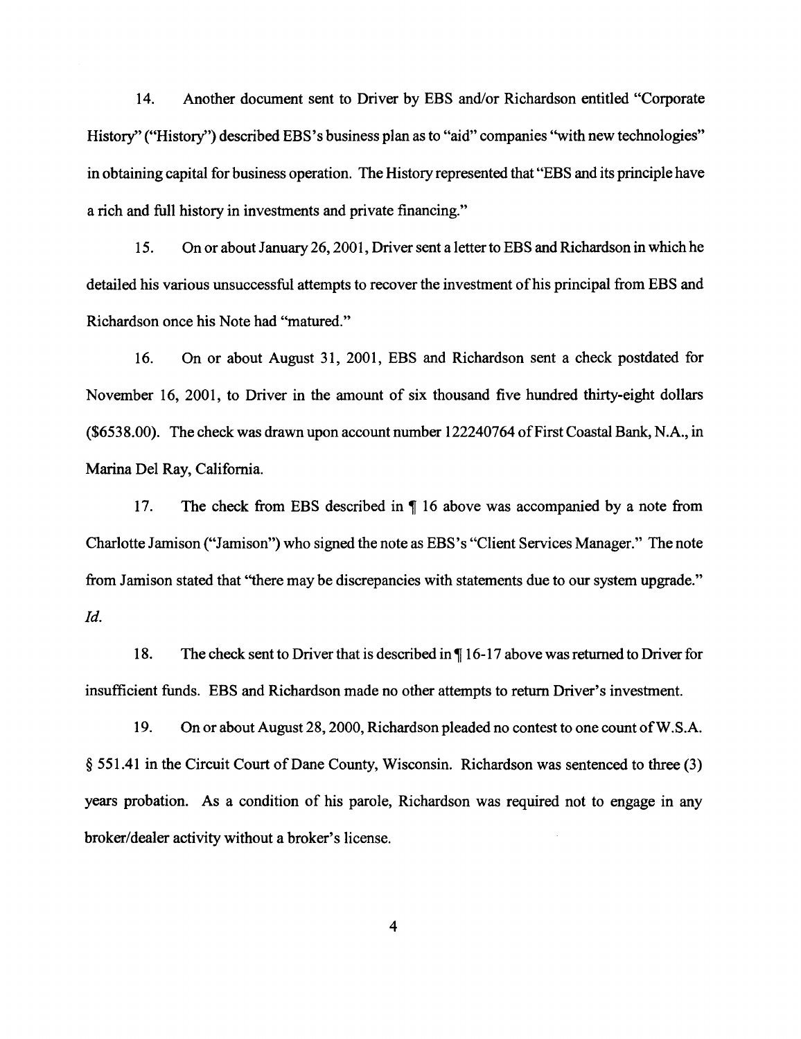14. Another document sent to Driver by EBS and/or Richardson entitled "Corporate History" ("History") described EBS's business plan as to "aid" companies "with new technologies" in obtaining capital for business operation. The History represented that "EBS and its principle have a rich and full history in investments and private financing."

15. On or about January 26, 2001, Driver sent a letter to EBS and Richardson in which he detailed his various unsuccessful attempts to recover the investment of his principal from EBS and Richardson once his Note had "matured."

16. On or about August 31, 2001, EBS and Richardson sent a check postdated for November 16, 2001, to Driver in the amount of six thousand five hundred thirty-eight dollars ($6538.00). The check was drawn upon account number 122240764 of First Coastal Bank, N.A., in Marina Del Ray, California.

17. The check from EBS described in ¶ 16 above was accompanied by a note from Charlotte Jamison ("Jamison") who signed the note as EBS's "Client Services Manager." The note from Jamison stated that "there may be discrepancies with statements due to our system upgrade." *Id.*

18. The check sent to Driver that is described in ¶ 16-17 above was returned to Driver for insufficient funds. EBS and Richardson made no other attempts to return Driver's investment.

19. On or about August 28, 2000, Richardson pleaded no contest to one count of W.S.A. § 551.41 in the Circuit Court of Dane County, Wisconsin. Richardson was sentenced to three (3) years probation. As a condition of his parole, Richardson was required not to engage in any broker/dealer activity without a broker's license.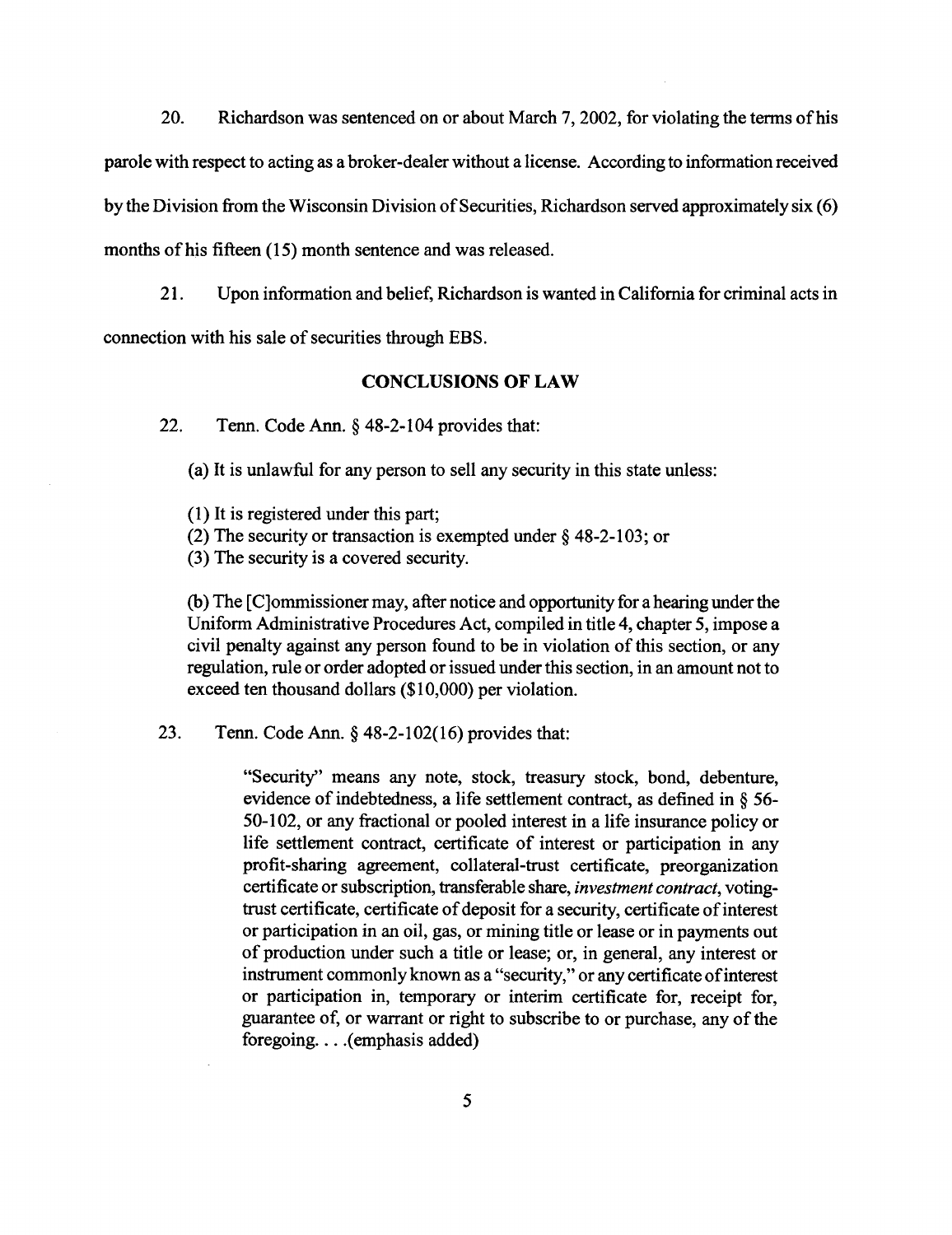20. Richardson was sentenced on or about March 7, 2002, for violating the terms of his parole with respect to acting as a broker-dealer without a license. According to information received by the Division from the Wisconsin Division of Securities, Richardson served approximately six (6) months of his fifteen (15) month sentence and was released.

21. Upon information and belief, Richardson is wanted in California for criminal acts in connection with his sale of securities through EBS.

## CONCLUSIONS OF LAW

22. Tenn. Code Ann. § 48-2-104 provides that:

> (a) It is unlawful for any person to sell any security in this state unless:
>
> (1) It is registered under this part;
> (2) The security or transaction is exempted under § 48-2-103; or
> (3) The security is a covered security.
>
> (b) The [C]ommissioner may, after notice and opportunity for a hearing under the Uniform Administrative Procedures Act, compiled in title 4, chapter 5, impose a civil penalty against any person found to be in violation of this section, or any regulation, rule or order adopted or issued under this section, in an amount not to exceed ten thousand dollars ($10,000) per violation.

23. Tenn. Code Ann. § 48-2-102(16) provides that:

> "Security" means any note, stock, treasury stock, bond, debenture, evidence of indebtedness, a life settlement contract, as defined in § 56-50-102, or any fractional or pooled interest in a life insurance policy or life settlement contract, certificate of interest or participation in any profit-sharing agreement, collateral-trust certificate, preorganization certificate or subscription, transferable share, *investment contract*, voting-trust certificate, certificate of deposit for a security, certificate of interest or participation in an oil, gas, or mining title or lease or in payments out of production under such a title or lease; or, in general, any interest or instrument commonly known as a "security," or any certificate of interest or participation in, temporary or interim certificate for, receipt for, guarantee of, or warrant or right to subscribe to or purchase, any of the foregoing. . . .(emphasis added)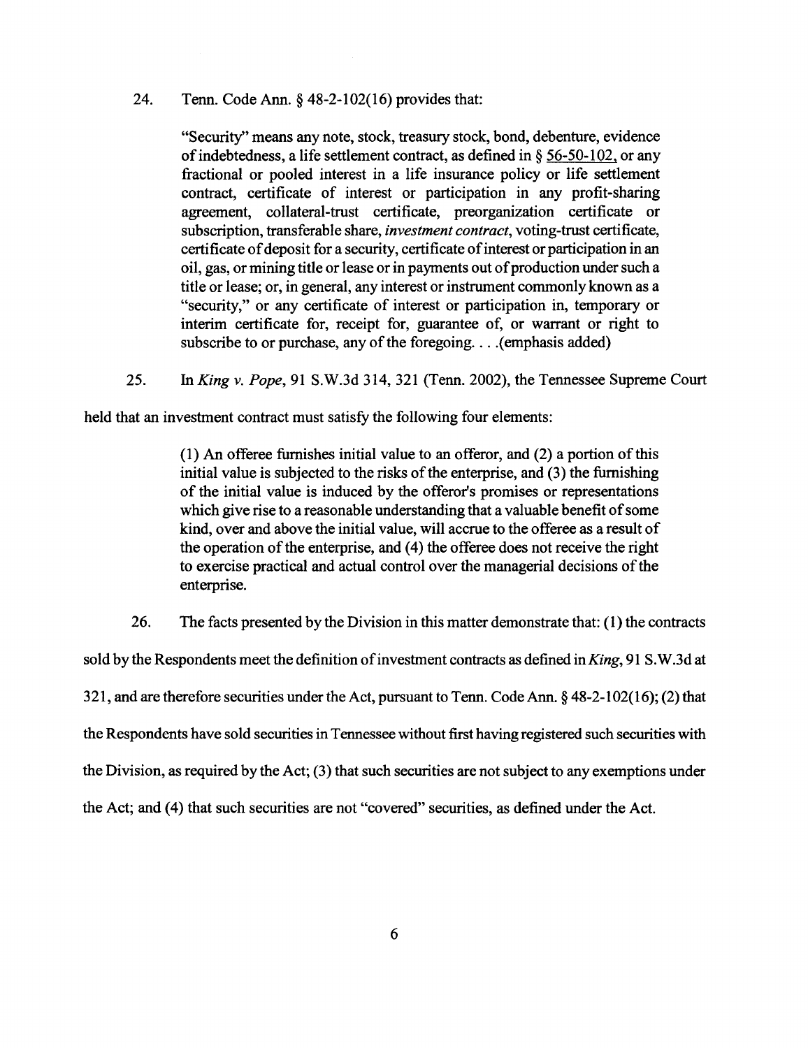24. Tenn. Code Ann. § 48-2-102(16) provides that:

> "Security" means any note, stock, treasury stock, bond, debenture, evidence of indebtedness, a life settlement contract, as defined in § 56-50-102, or any fractional or pooled interest in a life insurance policy or life settlement contract, certificate of interest or participation in any profit-sharing agreement, collateral-trust certificate, preorganization certificate or subscription, transferable share, *investment contract*, voting-trust certificate, certificate of deposit for a security, certificate of interest or participation in an oil, gas, or mining title or lease or in payments out of production under such a title or lease; or, in general, any interest or instrument commonly known as a "security," or any certificate of interest or participation in, temporary or interim certificate for, receipt for, guarantee of, or warrant or right to subscribe to or purchase, any of the foregoing. . . .(emphasis added)

25. In *King v. Pope*, 91 S.W.3d 314, 321 (Tenn. 2002), the Tennessee Supreme Court held that an investment contract must satisfy the following four elements:

> (1) An offeree furnishes initial value to an offeror, and (2) a portion of this initial value is subjected to the risks of the enterprise, and (3) the furnishing of the initial value is induced by the offeror's promises or representations which give rise to a reasonable understanding that a valuable benefit of some kind, over and above the initial value, will accrue to the offeree as a result of the operation of the enterprise, and (4) the offeree does not receive the right to exercise practical and actual control over the managerial decisions of the enterprise.

26. The facts presented by the Division in this matter demonstrate that: (1) the contracts sold by the Respondents meet the definition of investment contracts as defined in *King*, 91 S.W.3d at 321, and are therefore securities under the Act, pursuant to Tenn. Code Ann. § 48-2-102(16); (2) that the Respondents have sold securities in Tennessee without first having registered such securities with the Division, as required by the Act; (3) that such securities are not subject to any exemptions under the Act; and (4) that such securities are not "covered" securities, as defined under the Act.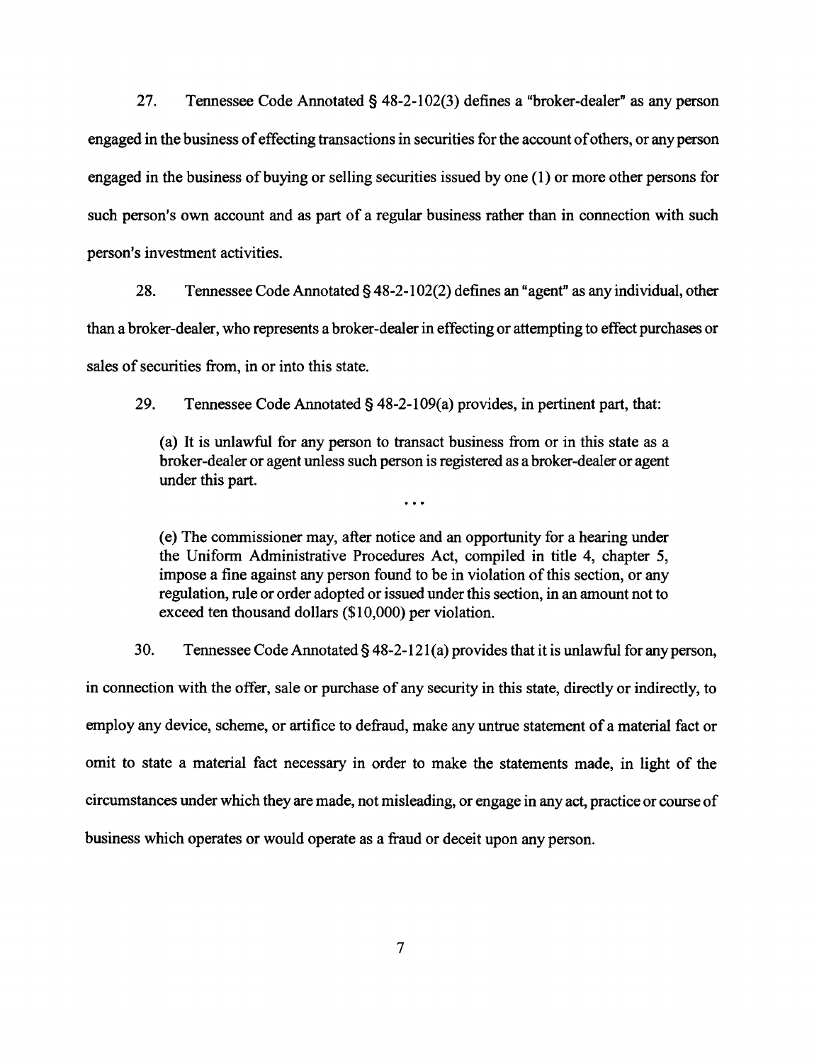27. Tennessee Code Annotated § 48-2-102(3) defines a "broker-dealer" as any person engaged in the business of effecting transactions in securities for the account of others, or any person engaged in the business of buying or selling securities issued by one (1) or more other persons for such person's own account and as part of a regular business rather than in connection with such person's investment activities.

28. Tennessee Code Annotated § 48-2-102(2) defines an "agent" as any individual, other than a broker-dealer, who represents a broker-dealer in effecting or attempting to effect purchases or sales of securities from, in or into this state.

29. Tennessee Code Annotated § 48-2-109(a) provides, in pertinent part, that:

> (a) It is unlawful for any person to transact business from or in this state as a broker-dealer or agent unless such person is registered as a broker-dealer or agent under this part.
>
> . . .
>
> (e) The commissioner may, after notice and an opportunity for a hearing under the Uniform Administrative Procedures Act, compiled in title 4, chapter 5, impose a fine against any person found to be in violation of this section, or any regulation, rule or order adopted or issued under this section, in an amount not to exceed ten thousand dollars ($10,000) per violation.

30. Tennessee Code Annotated § 48-2-121(a) provides that it is unlawful for any person, in connection with the offer, sale or purchase of any security in this state, directly or indirectly, to employ any device, scheme, or artifice to defraud, make any untrue statement of a material fact or omit to state a material fact necessary in order to make the statements made, in light of the circumstances under which they are made, not misleading, or engage in any act, practice or course of business which operates or would operate as a fraud or deceit upon any person.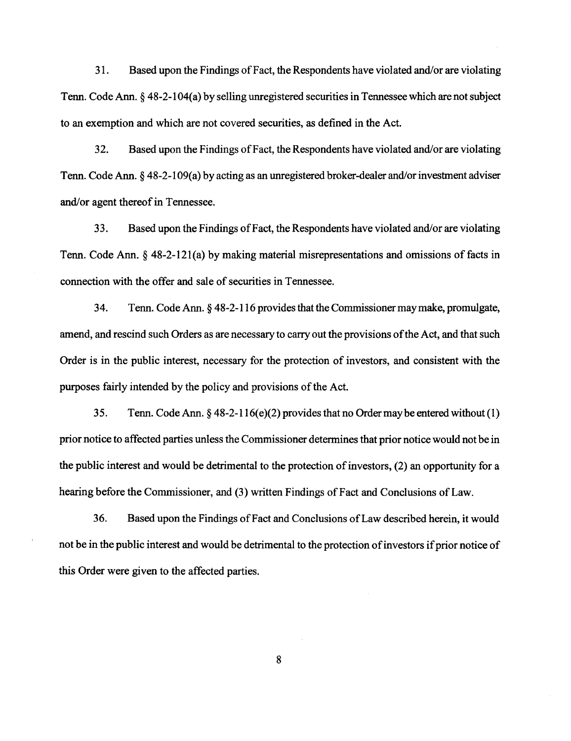31. Based upon the Findings of Fact, the Respondents have violated and/or are violating Tenn. Code Ann. § 48-2-104(a) by selling unregistered securities in Tennessee which are not subject to an exemption and which are not covered securities, as defined in the Act.

32. Based upon the Findings of Fact, the Respondents have violated and/or are violating Tenn. Code Ann. § 48-2-109(a) by acting as an unregistered broker-dealer and/or investment adviser and/or agent thereof in Tennessee.

33. Based upon the Findings of Fact, the Respondents have violated and/or are violating Tenn. Code Ann. § 48-2-121(a) by making material misrepresentations and omissions of facts in connection with the offer and sale of securities in Tennessee.

34. Tenn. Code Ann. § 48-2-116 provides that the Commissioner may make, promulgate, amend, and rescind such Orders as are necessary to carry out the provisions of the Act, and that such Order is in the public interest, necessary for the protection of investors, and consistent with the purposes fairly intended by the policy and provisions of the Act.

35. Tenn. Code Ann. § 48-2-116(e)(2) provides that no Order may be entered without (1) prior notice to affected parties unless the Commissioner determines that prior notice would not be in the public interest and would be detrimental to the protection of investors, (2) an opportunity for a hearing before the Commissioner, and (3) written Findings of Fact and Conclusions of Law.

36. Based upon the Findings of Fact and Conclusions of Law described herein, it would not be in the public interest and would be detrimental to the protection of investors if prior notice of this Order were given to the affected parties.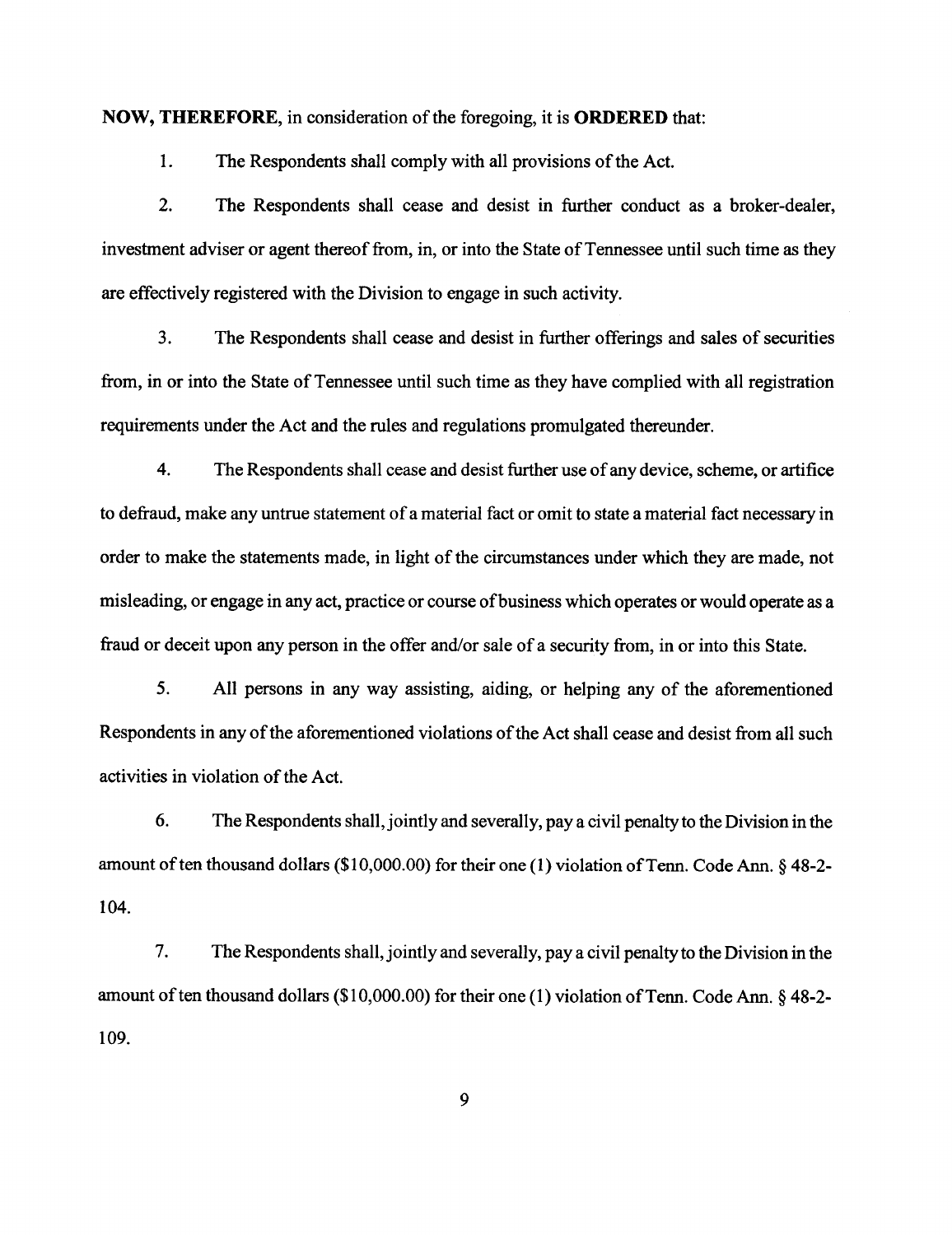**NOW, THEREFORE**, in consideration of the foregoing, it is **ORDERED** that:

1. The Respondents shall comply with all provisions of the Act.

2. The Respondents shall cease and desist in further conduct as a broker-dealer, investment adviser or agent thereof from, in, or into the State of Tennessee until such time as they are effectively registered with the Division to engage in such activity.

3. The Respondents shall cease and desist in further offerings and sales of securities from, in or into the State of Tennessee until such time as they have complied with all registration requirements under the Act and the rules and regulations promulgated thereunder.

4. The Respondents shall cease and desist further use of any device, scheme, or artifice to defraud, make any untrue statement of a material fact or omit to state a material fact necessary in order to make the statements made, in light of the circumstances under which they are made, not misleading, or engage in any act, practice or course of business which operates or would operate as a fraud or deceit upon any person in the offer and/or sale of a security from, in or into this State.

5. All persons in any way assisting, aiding, or helping any of the aforementioned Respondents in any of the aforementioned violations of the Act shall cease and desist from all such activities in violation of the Act.

6. The Respondents shall, jointly and severally, pay a civil penalty to the Division in the amount of ten thousand dollars ($10,000.00) for their one (1) violation of Tenn. Code Ann. § 48-2-104.

7. The Respondents shall, jointly and severally, pay a civil penalty to the Division in the amount of ten thousand dollars ($10,000.00) for their one (1) violation of Tenn. Code Ann. § 48-2-109.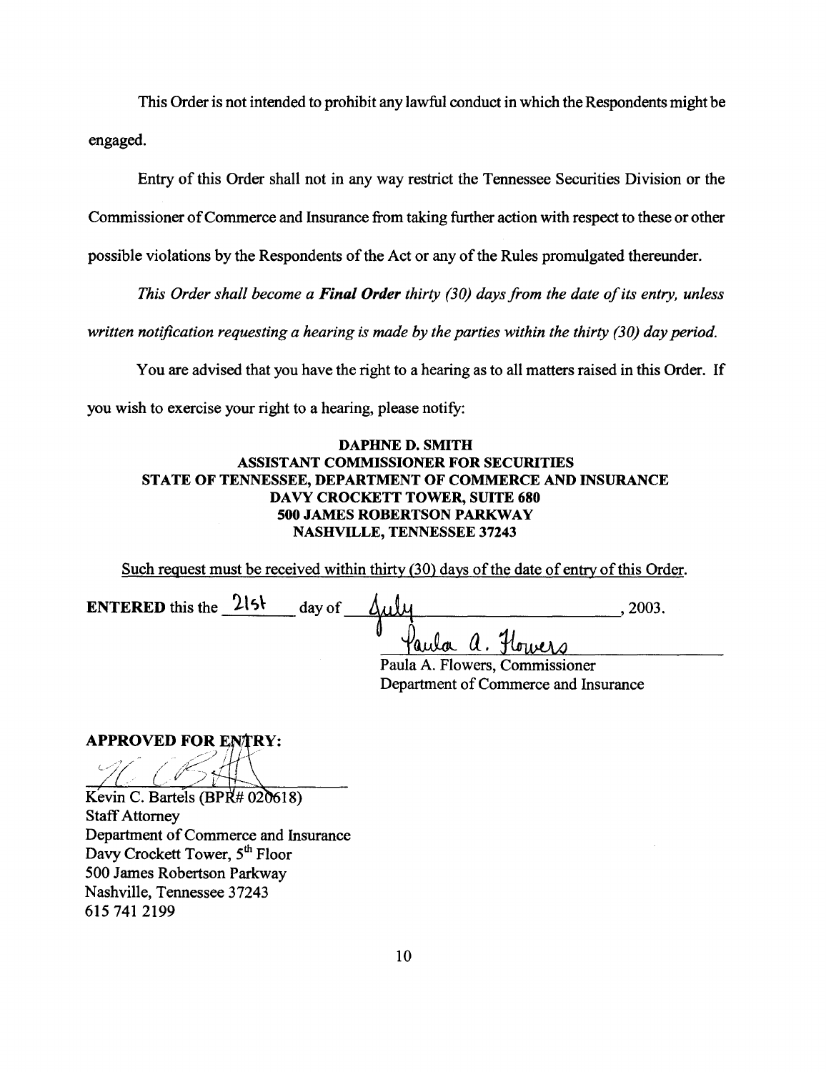This Order is not intended to prohibit any lawful conduct in which the Respondents might be engaged.

Entry of this Order shall not in any way restrict the Tennessee Securities Division or the Commissioner of Commerce and Insurance from taking further action with respect to these or other possible violations by the Respondents of the Act or any of the Rules promulgated thereunder.

*This Order shall become a **Final Order** thirty (30) days from the date of its entry, unless written notification requesting a hearing is made by the parties within the thirty (30) day period.*

You are advised that you have the right to a hearing as to all matters raised in this Order. If you wish to exercise your right to a hearing, please notify:

**DAPHNE D. SMITH**
**ASSISTANT COMMISSIONER FOR SECURITIES**
**STATE OF TENNESSEE, DEPARTMENT OF COMMERCE AND INSURANCE**
**DAVY CROCKETT TOWER, SUITE 680**
**500 JAMES ROBERTSON PARKWAY**
**NASHVILLE, TENNESSEE 37243**

Such request must be received within thirty (30) days of the date of entry of this Order.

**ENTERED** this the 21st day of July, 2003.

Paula A. Flowers

Paula A. Flowers, Commissioner
Department of Commerce and Insurance

**APPROVED FOR ENTRY:**

Kevin C. Bartels (BPR# 020618)
Staff Attorney
Department of Commerce and Insurance
Davy Crockett Tower, 5th Floor
500 James Robertson Parkway
Nashville, Tennessee 37243
615 741 2199